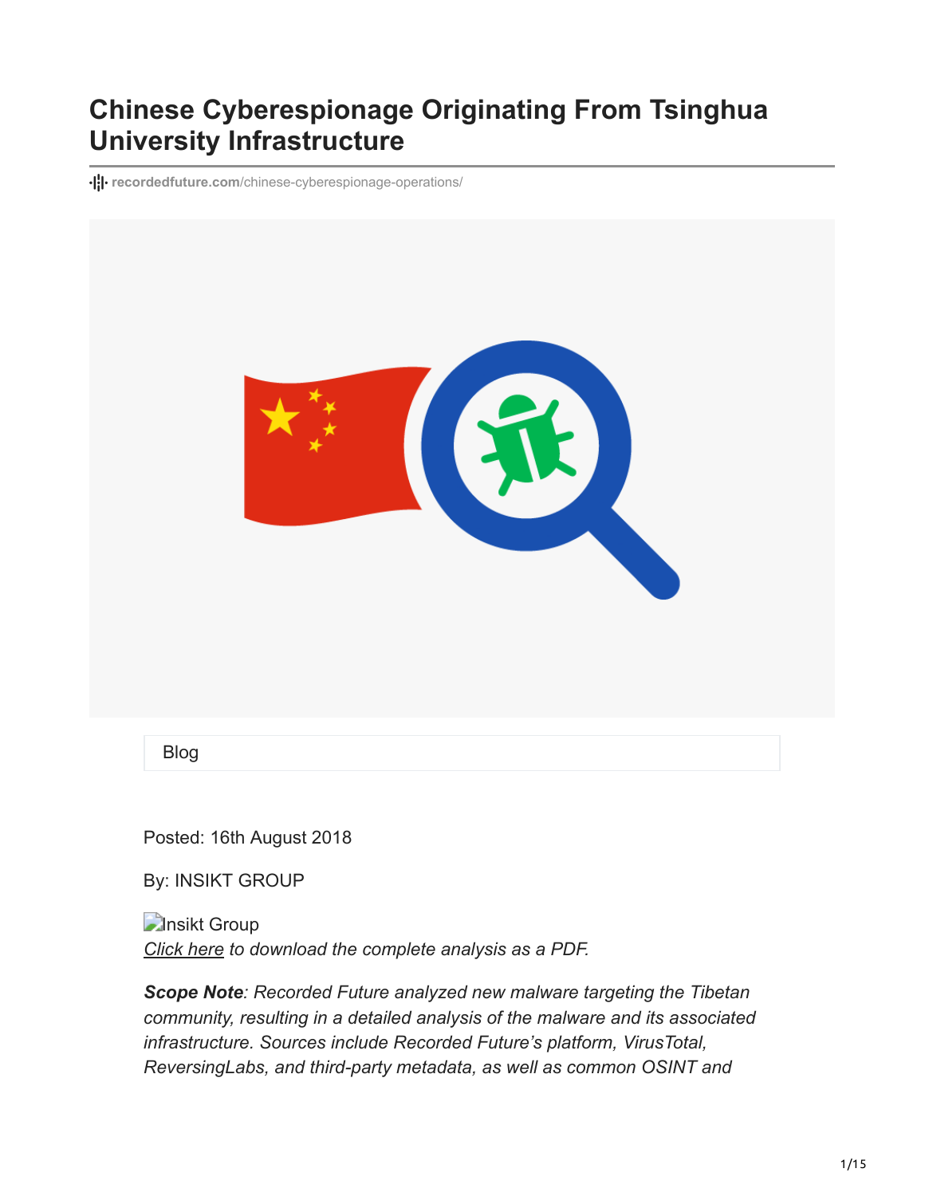# Chinese Cyberespionage Originating From Tsinghua University Infrastructure

recordedfuture.com/chinese-cyberespionage-operations/

Blog

Posted: 16th August 2018

By: INSIKT GROUP

Insikt Group

*Click here to download the complete analysis as a PDF.*

***Scope Note**: Recorded Future analyzed new malware targeting the Tibetan community, resulting in a detailed analysis of the malware and its associated infrastructure. Sources include Recorded Future's platform, VirusTotal, ReversingLabs, and third-party metadata, as well as common OSINT and*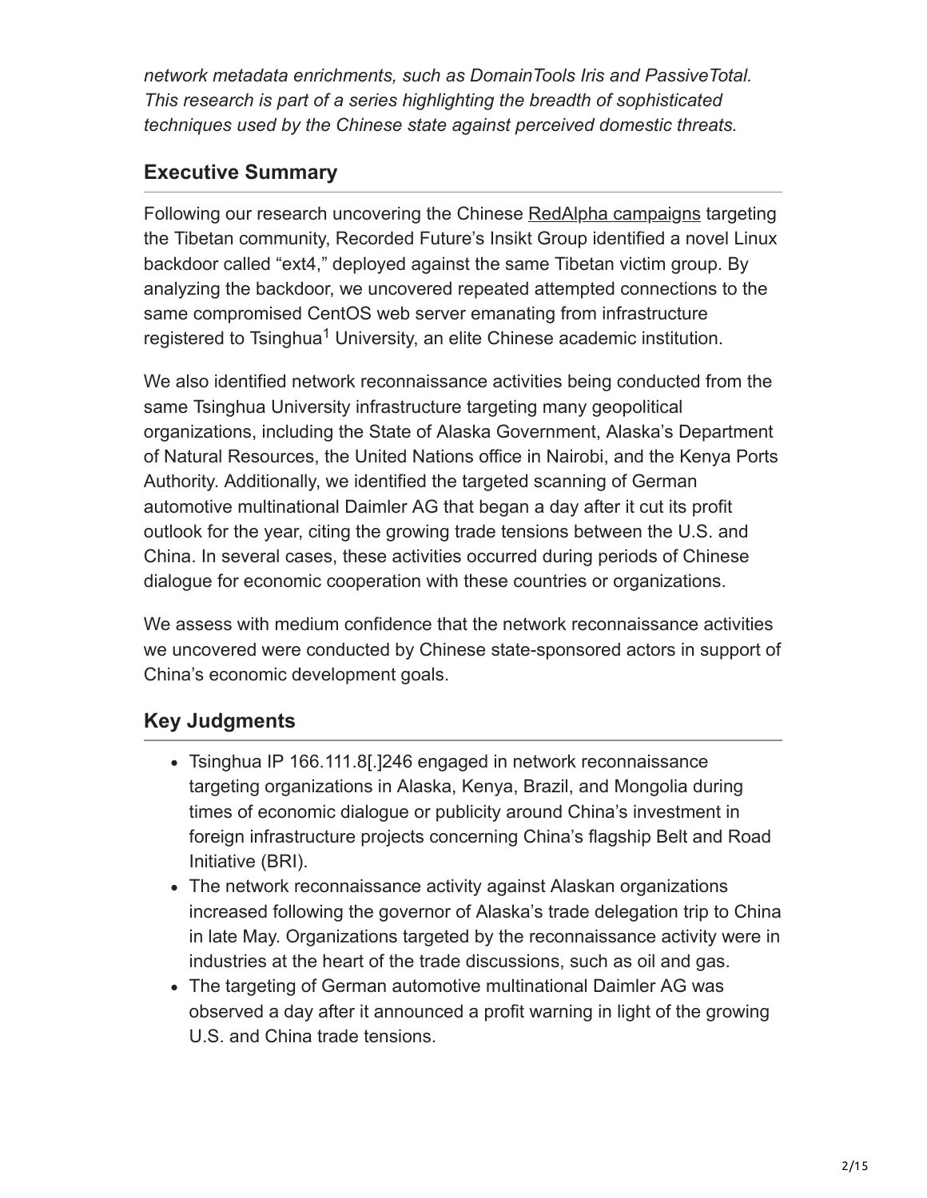*network metadata enrichments, such as DomainTools Iris and PassiveTotal. This research is part of a series highlighting the breadth of sophisticated techniques used by the Chinese state against perceived domestic threats.*

## Executive Summary

Following our research uncovering the Chinese RedAlpha campaigns targeting the Tibetan community, Recorded Future's Insikt Group identified a novel Linux backdoor called "ext4," deployed against the same Tibetan victim group. By analyzing the backdoor, we uncovered repeated attempted connections to the same compromised CentOS web server emanating from infrastructure registered to Tsinghua[1] University, an elite Chinese academic institution.

We also identified network reconnaissance activities being conducted from the same Tsinghua University infrastructure targeting many geopolitical organizations, including the State of Alaska Government, Alaska's Department of Natural Resources, the United Nations office in Nairobi, and the Kenya Ports Authority. Additionally, we identified the targeted scanning of German automotive multinational Daimler AG that began a day after it cut its profit outlook for the year, citing the growing trade tensions between the U.S. and China. In several cases, these activities occurred during periods of Chinese dialogue for economic cooperation with these countries or organizations.

We assess with medium confidence that the network reconnaissance activities we uncovered were conducted by Chinese state-sponsored actors in support of China's economic development goals.

## Key Judgments

- Tsinghua IP 166.111.8[.]246 engaged in network reconnaissance targeting organizations in Alaska, Kenya, Brazil, and Mongolia during times of economic dialogue or publicity around China's investment in foreign infrastructure projects concerning China's flagship Belt and Road Initiative (BRI).
- The network reconnaissance activity against Alaskan organizations increased following the governor of Alaska's trade delegation trip to China in late May. Organizations targeted by the reconnaissance activity were in industries at the heart of the trade discussions, such as oil and gas.
- The targeting of German automotive multinational Daimler AG was observed a day after it announced a profit warning in light of the growing U.S. and China trade tensions.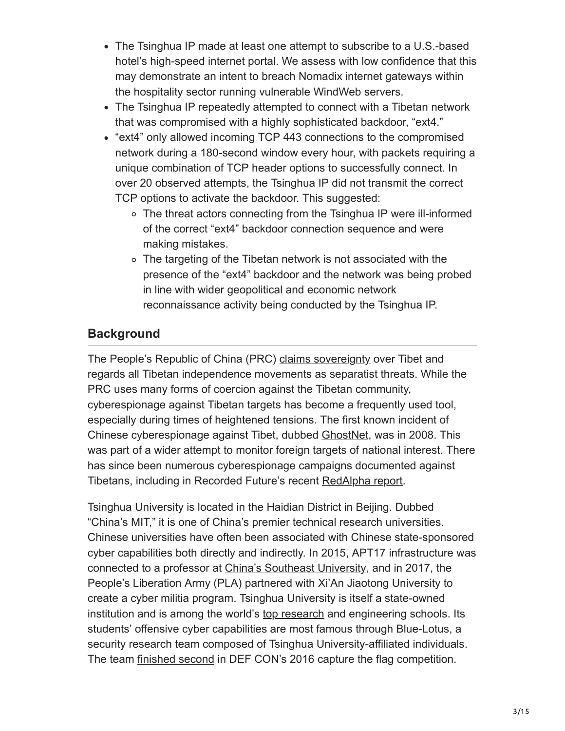- The Tsinghua IP made at least one attempt to subscribe to a U.S.-based hotel's high-speed internet portal. We assess with low confidence that this may demonstrate an intent to breach Nomadix internet gateways within the hospitality sector running vulnerable WindWeb servers.
- The Tsinghua IP repeatedly attempted to connect with a Tibetan network that was compromised with a highly sophisticated backdoor, "ext4."
- "ext4" only allowed incoming TCP 443 connections to the compromised network during a 180-second window every hour, with packets requiring a unique combination of TCP header options to successfully connect. In over 20 observed attempts, the Tsinghua IP did not transmit the correct TCP options to activate the backdoor. This suggested:
  - The threat actors connecting from the Tsinghua IP were ill-informed of the correct "ext4" backdoor connection sequence and were making mistakes.
  - The targeting of the Tibetan network is not associated with the presence of the "ext4" backdoor and the network was being probed in line with wider geopolitical and economic network reconnaissance activity being conducted by the Tsinghua IP.

## Background

The People's Republic of China (PRC) claims sovereignty over Tibet and regards all Tibetan independence movements as separatist threats. While the PRC uses many forms of coercion against the Tibetan community, cyberespionage against Tibetan targets has become a frequently used tool, especially during times of heightened tensions. The first known incident of Chinese cyberespionage against Tibet, dubbed GhostNet, was in 2008. This was part of a wider attempt to monitor foreign targets of national interest. There has since been numerous cyberespionage campaigns documented against Tibetans, including in Recorded Future's recent RedAlpha report.

Tsinghua University is located in the Haidian District in Beijing. Dubbed "China's MIT," it is one of China's premier technical research universities. Chinese universities have often been associated with Chinese state-sponsored cyber capabilities both directly and indirectly. In 2015, APT17 infrastructure was connected to a professor at China's Southeast University, and in 2017, the People's Liberation Army (PLA) partnered with Xi'An Jiaotong University to create a cyber militia program. Tsinghua University is itself a state-owned institution and is among the world's top research and engineering schools. Its students' offensive cyber capabilities are most famous through Blue-Lotus, a security research team composed of Tsinghua University-affiliated individuals. The team finished second in DEF CON's 2016 capture the flag competition.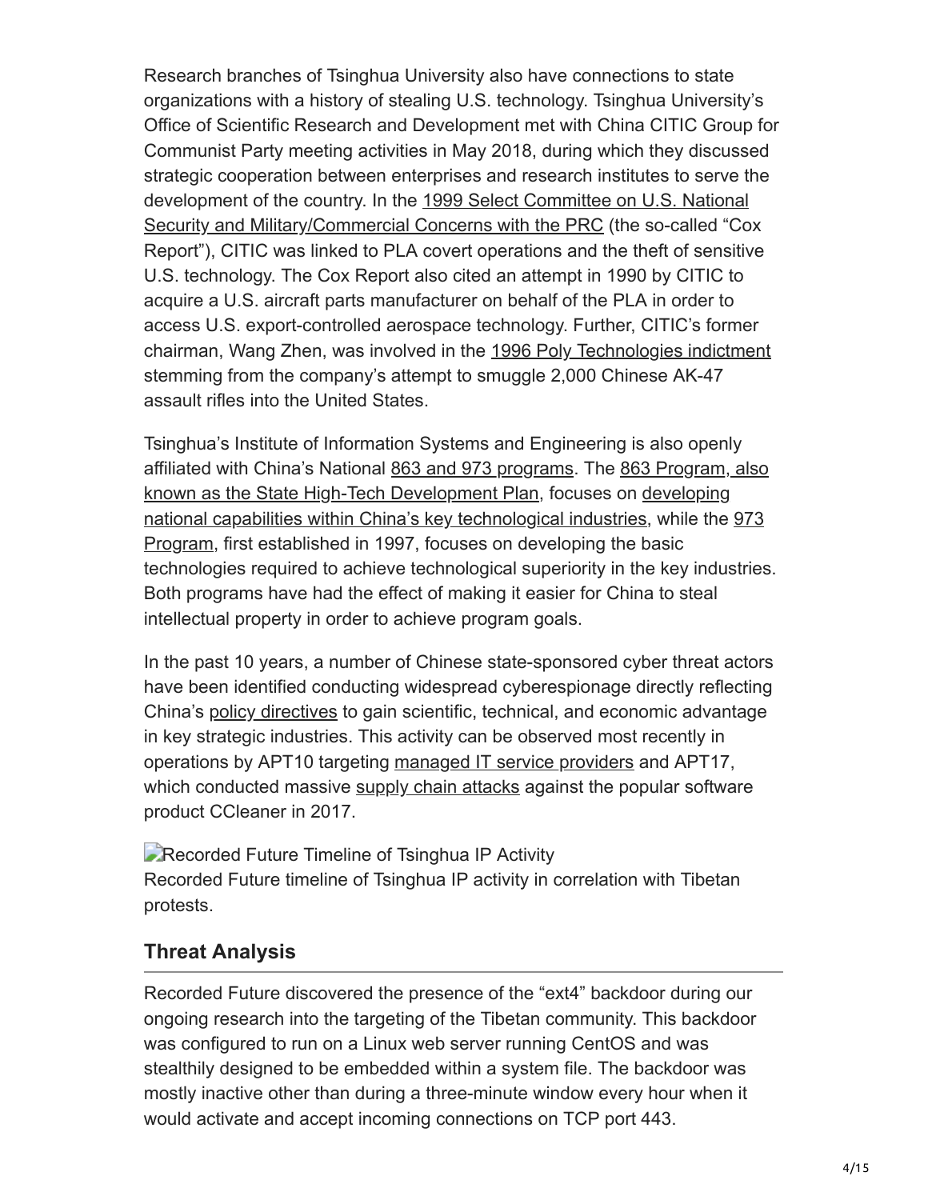Research branches of Tsinghua University also have connections to state organizations with a history of stealing U.S. technology. Tsinghua University's Office of Scientific Research and Development met with China CITIC Group for Communist Party meeting activities in May 2018, during which they discussed strategic cooperation between enterprises and research institutes to serve the development of the country. In the 1999 Select Committee on U.S. National Security and Military/Commercial Concerns with the PRC (the so-called "Cox Report"), CITIC was linked to PLA covert operations and the theft of sensitive U.S. technology. The Cox Report also cited an attempt in 1990 by CITIC to acquire a U.S. aircraft parts manufacturer on behalf of the PLA in order to access U.S. export-controlled aerospace technology. Further, CITIC's former chairman, Wang Zhen, was involved in the 1996 Poly Technologies indictment stemming from the company's attempt to smuggle 2,000 Chinese AK-47 assault rifles into the United States.

Tsinghua's Institute of Information Systems and Engineering is also openly affiliated with China's National 863 and 973 programs. The 863 Program, also known as the State High-Tech Development Plan, focuses on developing national capabilities within China's key technological industries, while the 973 Program, first established in 1997, focuses on developing the basic technologies required to achieve technological superiority in the key industries. Both programs have had the effect of making it easier for China to steal intellectual property in order to achieve program goals.

In the past 10 years, a number of Chinese state-sponsored cyber threat actors have been identified conducting widespread cyberespionage directly reflecting China's policy directives to gain scientific, technical, and economic advantage in key strategic industries. This activity can be observed most recently in operations by APT10 targeting managed IT service providers and APT17, which conducted massive supply chain attacks against the popular software product CCleaner in 2017.

Recorded Future Timeline of Tsinghua IP Activity

Recorded Future timeline of Tsinghua IP activity in correlation with Tibetan protests.

## Threat Analysis

Recorded Future discovered the presence of the "ext4" backdoor during our ongoing research into the targeting of the Tibetan community. This backdoor was configured to run on a Linux web server running CentOS and was stealthily designed to be embedded within a system file. The backdoor was mostly inactive other than during a three-minute window every hour when it would activate and accept incoming connections on TCP port 443.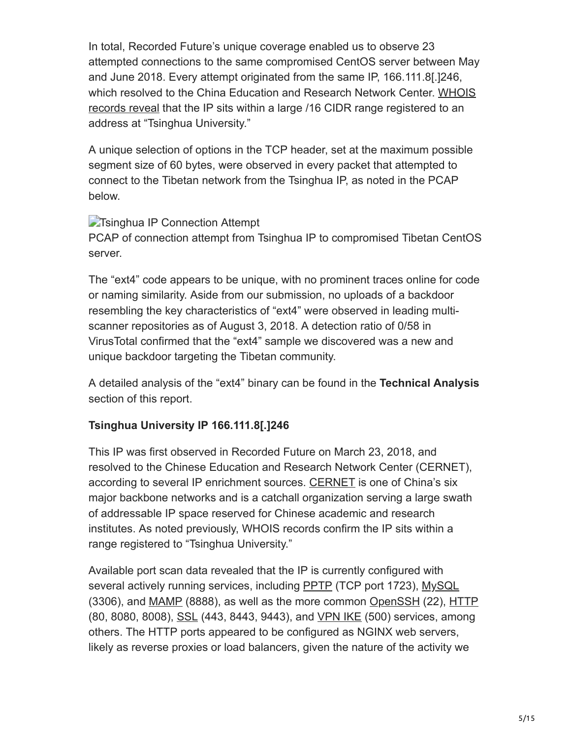In total, Recorded Future's unique coverage enabled us to observe 23 attempted connections to the same compromised CentOS server between May and June 2018. Every attempt originated from the same IP, 166.111.8[.]246, which resolved to the China Education and Research Network Center. WHOIS records reveal that the IP sits within a large /16 CIDR range registered to an address at "Tsinghua University."

A unique selection of options in the TCP header, set at the maximum possible segment size of 60 bytes, were observed in every packet that attempted to connect to the Tibetan network from the Tsinghua IP, as noted in the PCAP below.

Tsinghua IP Connection Attempt

PCAP of connection attempt from Tsinghua IP to compromised Tibetan CentOS server.

The "ext4" code appears to be unique, with no prominent traces online for code or naming similarity. Aside from our submission, no uploads of a backdoor resembling the key characteristics of "ext4" were observed in leading multi-scanner repositories as of August 3, 2018. A detection ratio of 0/58 in VirusTotal confirmed that the "ext4" sample we discovered was a new and unique backdoor targeting the Tibetan community.

A detailed analysis of the "ext4" binary can be found in the **Technical Analysis** section of this report.

**Tsinghua University IP 166.111.8[.]246**

This IP was first observed in Recorded Future on March 23, 2018, and resolved to the Chinese Education and Research Network Center (CERNET), according to several IP enrichment sources. CERNET is one of China's six major backbone networks and is a catchall organization serving a large swath of addressable IP space reserved for Chinese academic and research institutes. As noted previously, WHOIS records confirm the IP sits within a range registered to "Tsinghua University."

Available port scan data revealed that the IP is currently configured with several actively running services, including PPTP (TCP port 1723), MySQL (3306), and MAMP (8888), as well as the more common OpenSSH (22), HTTP (80, 8080, 8008), SSL (443, 8443, 9443), and VPN IKE (500) services, among others. The HTTP ports appeared to be configured as NGINX web servers, likely as reverse proxies or load balancers, given the nature of the activity we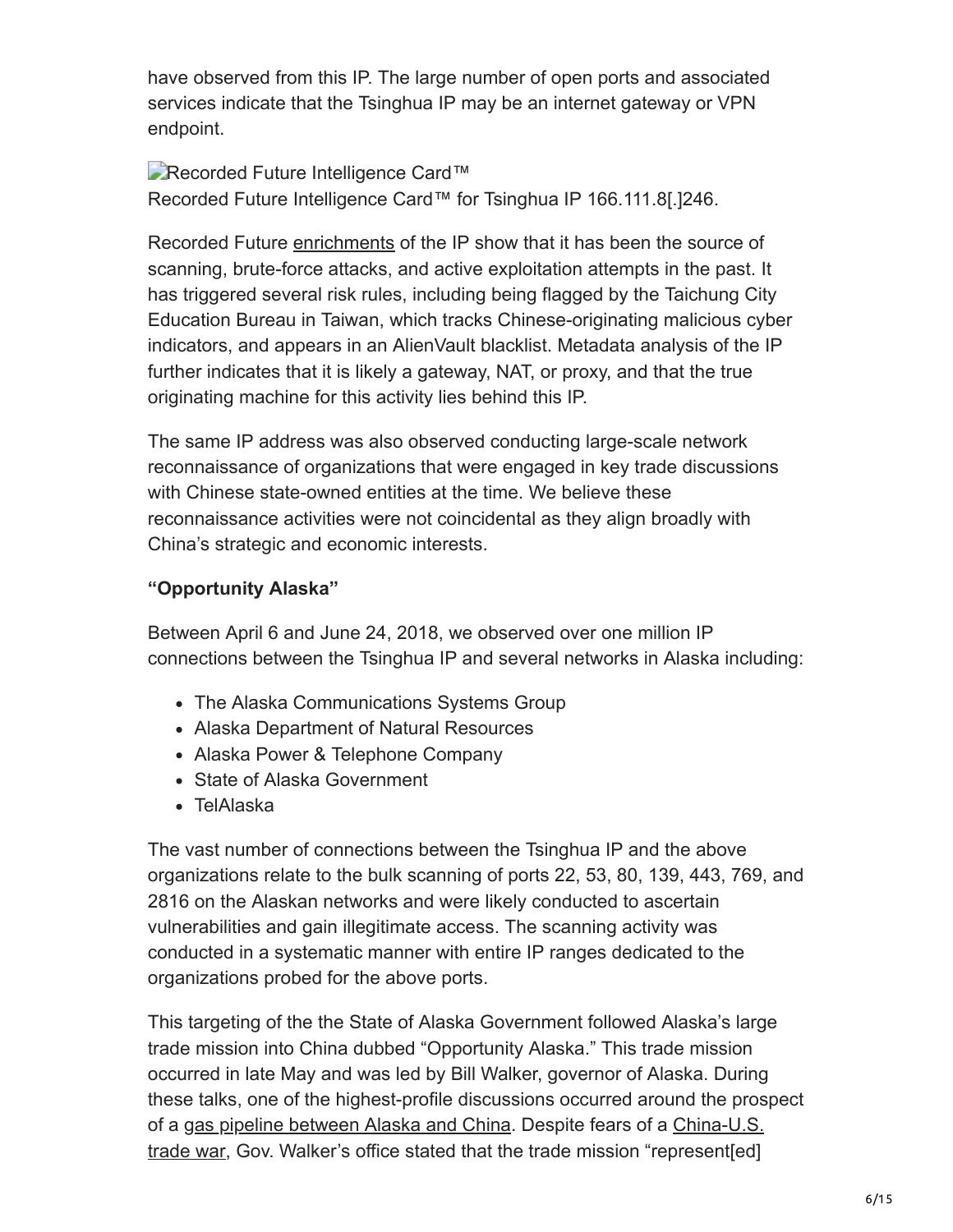have observed from this IP. The large number of open ports and associated services indicate that the Tsinghua IP may be an internet gateway or VPN endpoint.

Recorded Future Intelligence Card™

Recorded Future Intelligence Card™ for Tsinghua IP 166.111.8[.]246.

Recorded Future enrichments of the IP show that it has been the source of scanning, brute-force attacks, and active exploitation attempts in the past. It has triggered several risk rules, including being flagged by the Taichung City Education Bureau in Taiwan, which tracks Chinese-originating malicious cyber indicators, and appears in an AlienVault blacklist. Metadata analysis of the IP further indicates that it is likely a gateway, NAT, or proxy, and that the true originating machine for this activity lies behind this IP.

The same IP address was also observed conducting large-scale network reconnaissance of organizations that were engaged in key trade discussions with Chinese state-owned entities at the time. We believe these reconnaissance activities were not coincidental as they align broadly with China's strategic and economic interests.

**"Opportunity Alaska"**

Between April 6 and June 24, 2018, we observed over one million IP connections between the Tsinghua IP and several networks in Alaska including:

- The Alaska Communications Systems Group
- Alaska Department of Natural Resources
- Alaska Power & Telephone Company
- State of Alaska Government
- TelAlaska

The vast number of connections between the Tsinghua IP and the above organizations relate to the bulk scanning of ports 22, 53, 80, 139, 443, 769, and 2816 on the Alaskan networks and were likely conducted to ascertain vulnerabilities and gain illegitimate access. The scanning activity was conducted in a systematic manner with entire IP ranges dedicated to the organizations probed for the above ports.

This targeting of the the State of Alaska Government followed Alaska's large trade mission into China dubbed "Opportunity Alaska." This trade mission occurred in late May and was led by Bill Walker, governor of Alaska. During these talks, one of the highest-profile discussions occurred around the prospect of a gas pipeline between Alaska and China. Despite fears of a China-U.S. trade war, Gov. Walker's office stated that the trade mission "represent[ed]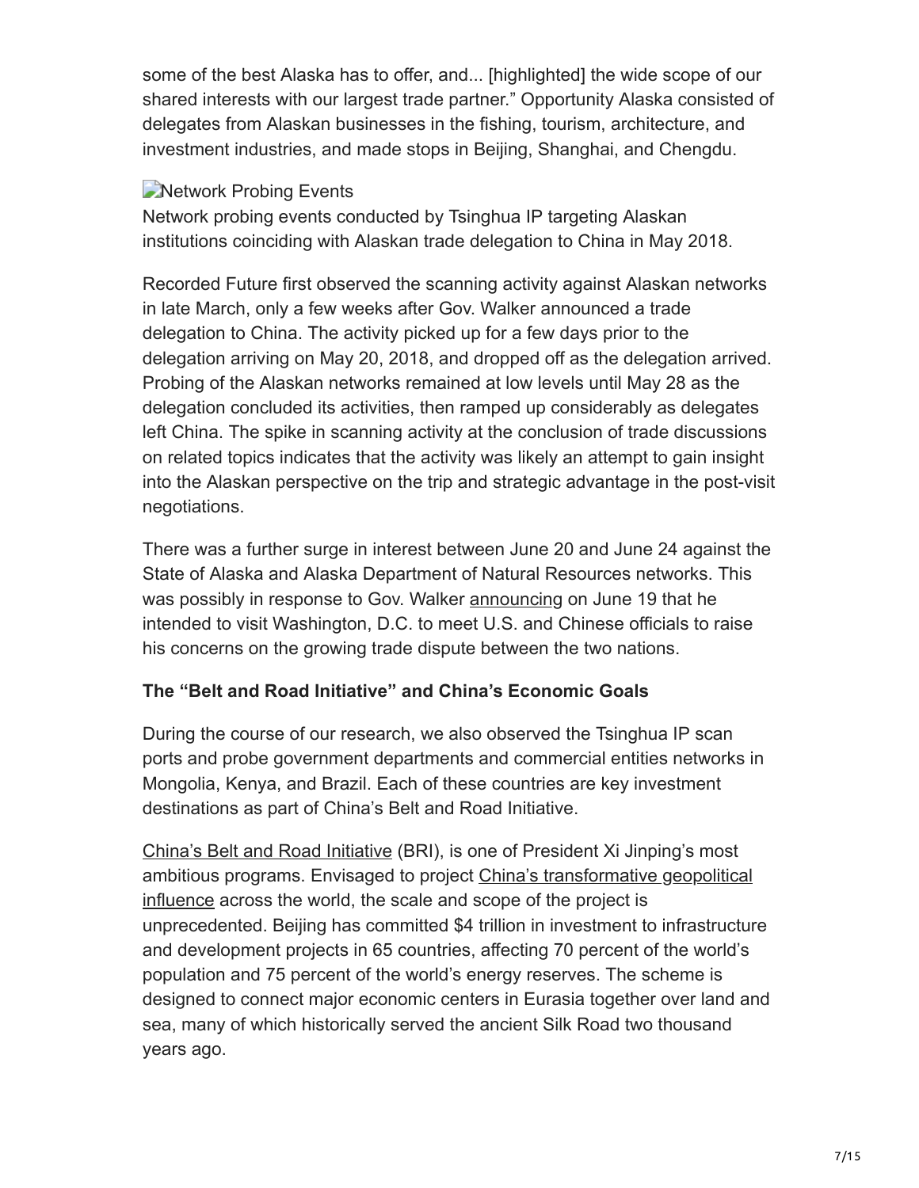some of the best Alaska has to offer, and... [highlighted] the wide scope of our shared interests with our largest trade partner." Opportunity Alaska consisted of delegates from Alaskan businesses in the fishing, tourism, architecture, and investment industries, and made stops in Beijing, Shanghai, and Chengdu.

Network Probing Events

Network probing events conducted by Tsinghua IP targeting Alaskan institutions coinciding with Alaskan trade delegation to China in May 2018.

Recorded Future first observed the scanning activity against Alaskan networks in late March, only a few weeks after Gov. Walker announced a trade delegation to China. The activity picked up for a few days prior to the delegation arriving on May 20, 2018, and dropped off as the delegation arrived. Probing of the Alaskan networks remained at low levels until May 28 as the delegation concluded its activities, then ramped up considerably as delegates left China. The spike in scanning activity at the conclusion of trade discussions on related topics indicates that the activity was likely an attempt to gain insight into the Alaskan perspective on the trip and strategic advantage in the post-visit negotiations.

There was a further surge in interest between June 20 and June 24 against the State of Alaska and Alaska Department of Natural Resources networks. This was possibly in response to Gov. Walker announcing on June 19 that he intended to visit Washington, D.C. to meet U.S. and Chinese officials to raise his concerns on the growing trade dispute between the two nations.

**The "Belt and Road Initiative" and China's Economic Goals**

During the course of our research, we also observed the Tsinghua IP scan ports and probe government departments and commercial entities networks in Mongolia, Kenya, and Brazil. Each of these countries are key investment destinations as part of China's Belt and Road Initiative.

China's Belt and Road Initiative (BRI), is one of President Xi Jinping's most ambitious programs. Envisaged to project China's transformative geopolitical influence across the world, the scale and scope of the project is unprecedented. Beijing has committed $4 trillion in investment to infrastructure and development projects in 65 countries, affecting 70 percent of the world's population and 75 percent of the world's energy reserves. The scheme is designed to connect major economic centers in Eurasia together over land and sea, many of which historically served the ancient Silk Road two thousand years ago.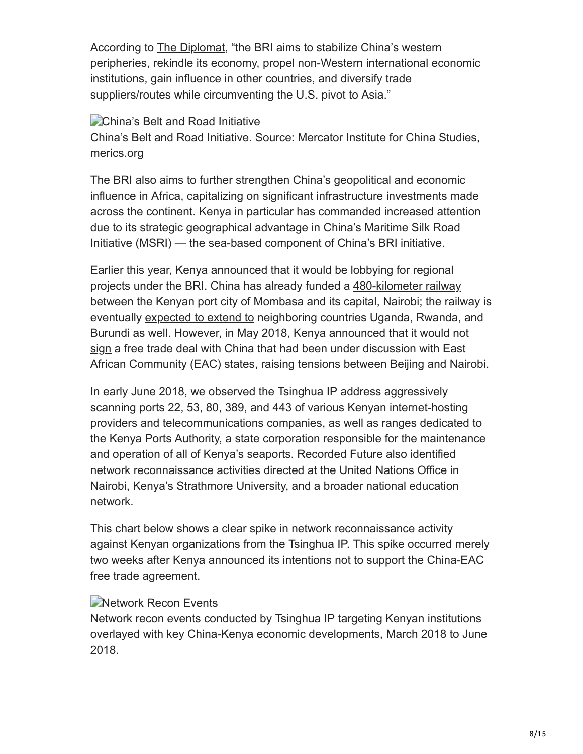According to The Diplomat, "the BRI aims to stabilize China's western peripheries, rekindle its economy, propel non-Western international economic institutions, gain influence in other countries, and diversify trade suppliers/routes while circumventing the U.S. pivot to Asia."

China's Belt and Road Initiative

China's Belt and Road Initiative. Source: Mercator Institute for China Studies, merics.org

The BRI also aims to further strengthen China's geopolitical and economic influence in Africa, capitalizing on significant infrastructure investments made across the continent. Kenya in particular has commanded increased attention due to its strategic geographical advantage in China's Maritime Silk Road Initiative (MSRI) — the sea-based component of China's BRI initiative.

Earlier this year, Kenya announced that it would be lobbying for regional projects under the BRI. China has already funded a 480-kilometer railway between the Kenyan port city of Mombasa and its capital, Nairobi; the railway is eventually expected to extend to neighboring countries Uganda, Rwanda, and Burundi as well. However, in May 2018, Kenya announced that it would not sign a free trade deal with China that had been under discussion with East African Community (EAC) states, raising tensions between Beijing and Nairobi.

In early June 2018, we observed the Tsinghua IP address aggressively scanning ports 22, 53, 80, 389, and 443 of various Kenyan internet-hosting providers and telecommunications companies, as well as ranges dedicated to the Kenya Ports Authority, a state corporation responsible for the maintenance and operation of all of Kenya's seaports. Recorded Future also identified network reconnaissance activities directed at the United Nations Office in Nairobi, Kenya's Strathmore University, and a broader national education network.

This chart below shows a clear spike in network reconnaissance activity against Kenyan organizations from the Tsinghua IP. This spike occurred merely two weeks after Kenya announced its intentions not to support the China-EAC free trade agreement.

Network Recon Events

Network recon events conducted by Tsinghua IP targeting Kenyan institutions overlayed with key China-Kenya economic developments, March 2018 to June 2018.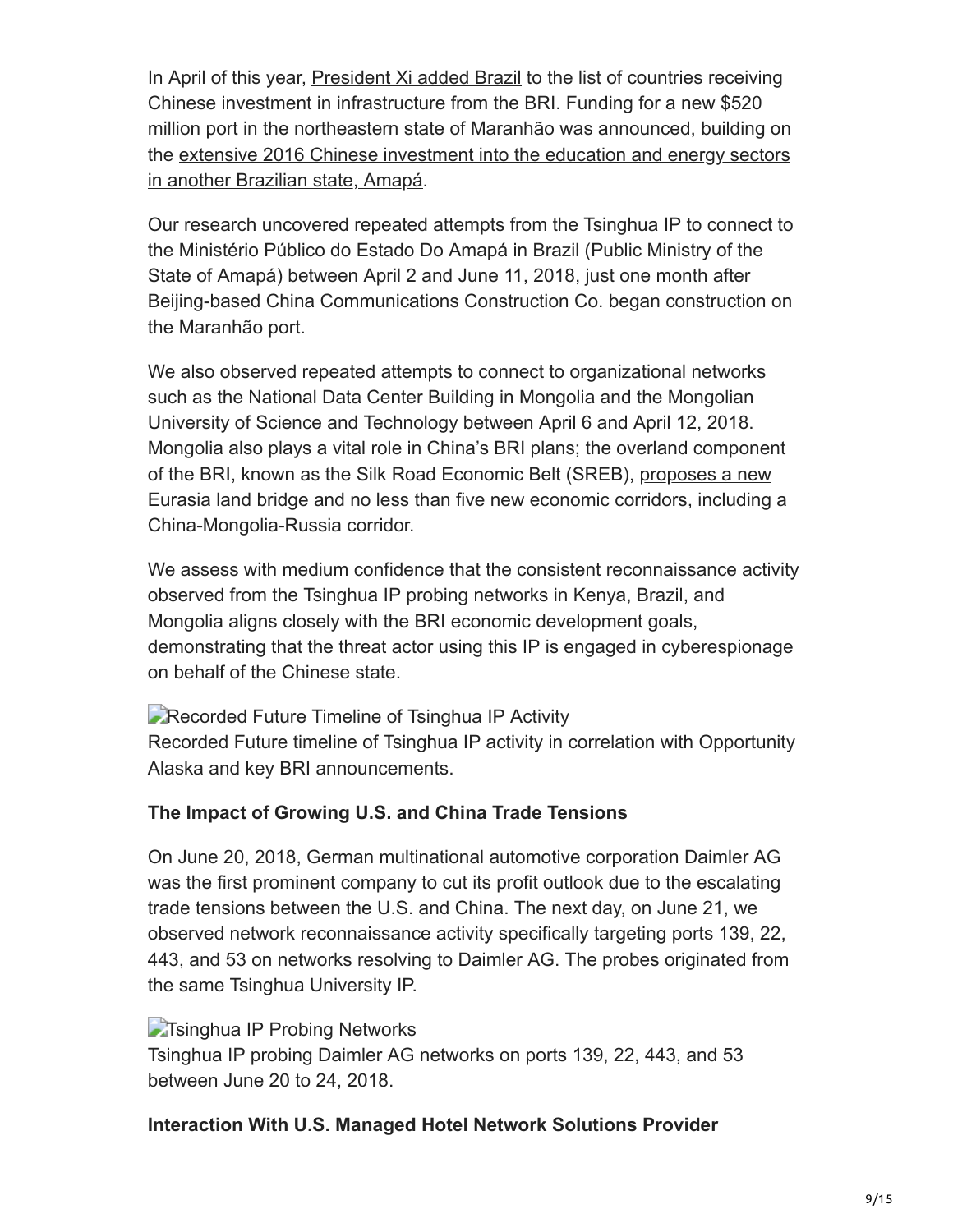In April of this year, President Xi added Brazil to the list of countries receiving Chinese investment in infrastructure from the BRI. Funding for a new $520 million port in the northeastern state of Maranhão was announced, building on the extensive 2016 Chinese investment into the education and energy sectors in another Brazilian state, Amapá.

Our research uncovered repeated attempts from the Tsinghua IP to connect to the Ministério Público do Estado Do Amapá in Brazil (Public Ministry of the State of Amapá) between April 2 and June 11, 2018, just one month after Beijing-based China Communications Construction Co. began construction on the Maranhão port.

We also observed repeated attempts to connect to organizational networks such as the National Data Center Building in Mongolia and the Mongolian University of Science and Technology between April 6 and April 12, 2018. Mongolia also plays a vital role in China's BRI plans; the overland component of the BRI, known as the Silk Road Economic Belt (SREB), proposes a new Eurasia land bridge and no less than five new economic corridors, including a China-Mongolia-Russia corridor.

We assess with medium confidence that the consistent reconnaissance activity observed from the Tsinghua IP probing networks in Kenya, Brazil, and Mongolia aligns closely with the BRI economic development goals, demonstrating that the threat actor using this IP is engaged in cyberespionage on behalf of the Chinese state.

Recorded Future Timeline of Tsinghua IP Activity

Recorded Future timeline of Tsinghua IP activity in correlation with Opportunity Alaska and key BRI announcements.

**The Impact of Growing U.S. and China Trade Tensions**

On June 20, 2018, German multinational automotive corporation Daimler AG was the first prominent company to cut its profit outlook due to the escalating trade tensions between the U.S. and China. The next day, on June 21, we observed network reconnaissance activity specifically targeting ports 139, 22, 443, and 53 on networks resolving to Daimler AG. The probes originated from the same Tsinghua University IP.

Tsinghua IP Probing Networks

Tsinghua IP probing Daimler AG networks on ports 139, 22, 443, and 53 between June 20 to 24, 2018.

**Interaction With U.S. Managed Hotel Network Solutions Provider**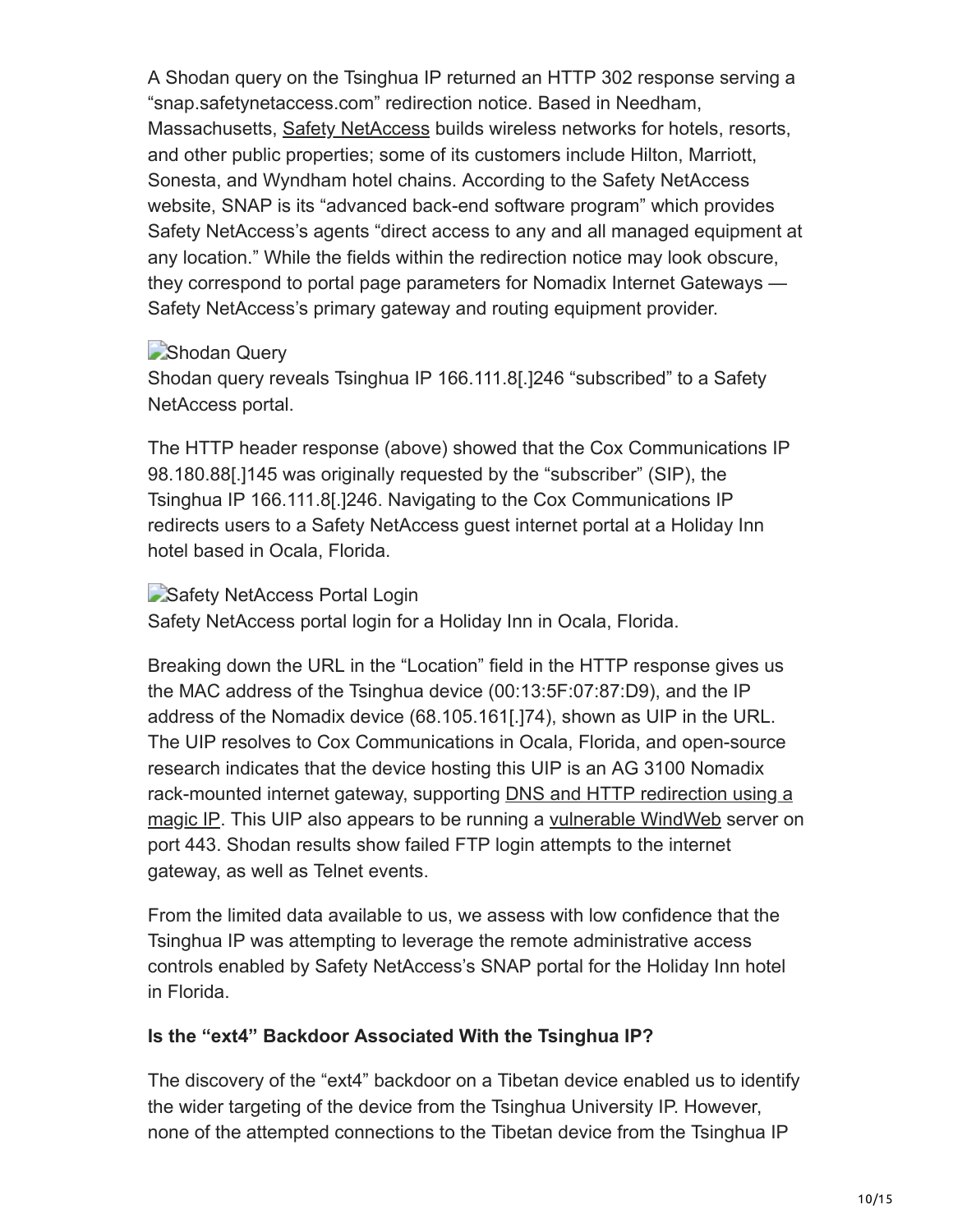A Shodan query on the Tsinghua IP returned an HTTP 302 response serving a "snap.safetynetaccess.com" redirection notice. Based in Needham, Massachusetts, Safety NetAccess builds wireless networks for hotels, resorts, and other public properties; some of its customers include Hilton, Marriott, Sonesta, and Wyndham hotel chains. According to the Safety NetAccess website, SNAP is its "advanced back-end software program" which provides Safety NetAccess's agents "direct access to any and all managed equipment at any location." While the fields within the redirection notice may look obscure, they correspond to portal page parameters for Nomadix Internet Gateways — Safety NetAccess's primary gateway and routing equipment provider.

Shodan Query

Shodan query reveals Tsinghua IP 166.111.8[.]246 "subscribed" to a Safety NetAccess portal.

The HTTP header response (above) showed that the Cox Communications IP 98.180.88[.]145 was originally requested by the "subscriber" (SIP), the Tsinghua IP 166.111.8[.]246. Navigating to the Cox Communications IP redirects users to a Safety NetAccess guest internet portal at a Holiday Inn hotel based in Ocala, Florida.

Safety NetAccess Portal Login

Safety NetAccess portal login for a Holiday Inn in Ocala, Florida.

Breaking down the URL in the "Location" field in the HTTP response gives us the MAC address of the Tsinghua device (00:13:5F:07:87:D9), and the IP address of the Nomadix device (68.105.161[.]74), shown as UIP in the URL. The UIP resolves to Cox Communications in Ocala, Florida, and open-source research indicates that the device hosting this UIP is an AG 3100 Nomadix rack-mounted internet gateway, supporting DNS and HTTP redirection using a magic IP. This UIP also appears to be running a vulnerable WindWeb server on port 443. Shodan results show failed FTP login attempts to the internet gateway, as well as Telnet events.

From the limited data available to us, we assess with low confidence that the Tsinghua IP was attempting to leverage the remote administrative access controls enabled by Safety NetAccess's SNAP portal for the Holiday Inn hotel in Florida.

### Is the "ext4" Backdoor Associated With the Tsinghua IP?

The discovery of the "ext4" backdoor on a Tibetan device enabled us to identify the wider targeting of the device from the Tsinghua University IP. However, none of the attempted connections to the Tibetan device from the Tsinghua IP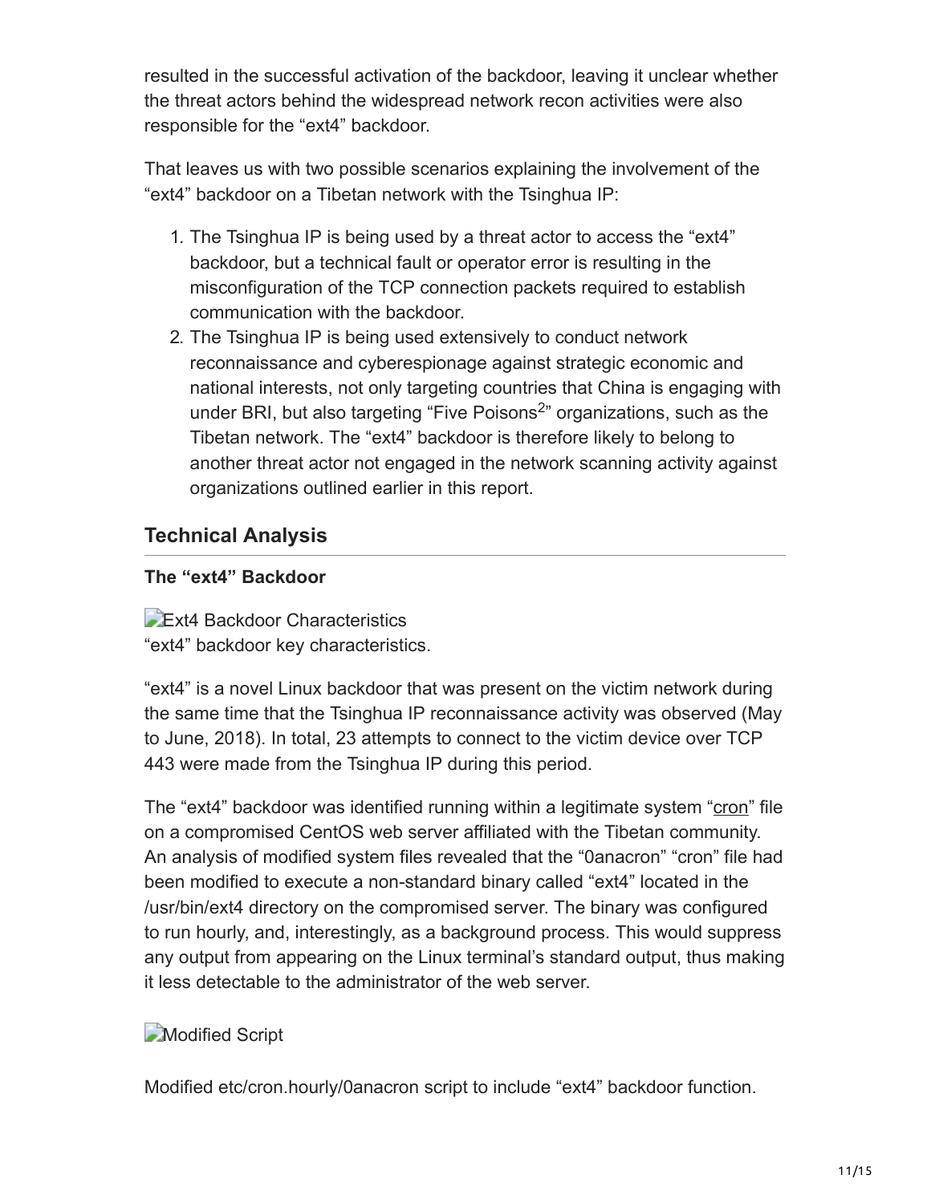resulted in the successful activation of the backdoor, leaving it unclear whether the threat actors behind the widespread network recon activities were also responsible for the “ext4” backdoor.

That leaves us with two possible scenarios explaining the involvement of the “ext4” backdoor on a Tibetan network with the Tsinghua IP:

1. The Tsinghua IP is being used by a threat actor to access the “ext4” backdoor, but a technical fault or operator error is resulting in the misconfiguration of the TCP connection packets required to establish communication with the backdoor.
2. The Tsinghua IP is being used extensively to conduct network reconnaissance and cyberespionage against strategic economic and national interests, not only targeting countries that China is engaging with under BRI, but also targeting “Five Poisons[2]” organizations, such as the Tibetan network. The “ext4” backdoor is therefore likely to belong to another threat actor not engaged in the network scanning activity against organizations outlined earlier in this report.

## Technical Analysis

### The “ext4” Backdoor

Ext4 Backdoor Characteristics

“ext4” backdoor key characteristics.

“ext4” is a novel Linux backdoor that was present on the victim network during the same time that the Tsinghua IP reconnaissance activity was observed (May to June, 2018). In total, 23 attempts to connect to the victim device over TCP 443 were made from the Tsinghua IP during this period.

The “ext4” backdoor was identified running within a legitimate system “cron” file on a compromised CentOS web server affiliated with the Tibetan community. An analysis of modified system files revealed that the “0anacron” “cron” file had been modified to execute a non-standard binary called “ext4” located in the /usr/bin/ext4 directory on the compromised server. The binary was configured to run hourly, and, interestingly, as a background process. This would suppress any output from appearing on the Linux terminal’s standard output, thus making it less detectable to the administrator of the web server.

Modified Script

Modified etc/cron.hourly/0anacron script to include “ext4” backdoor function.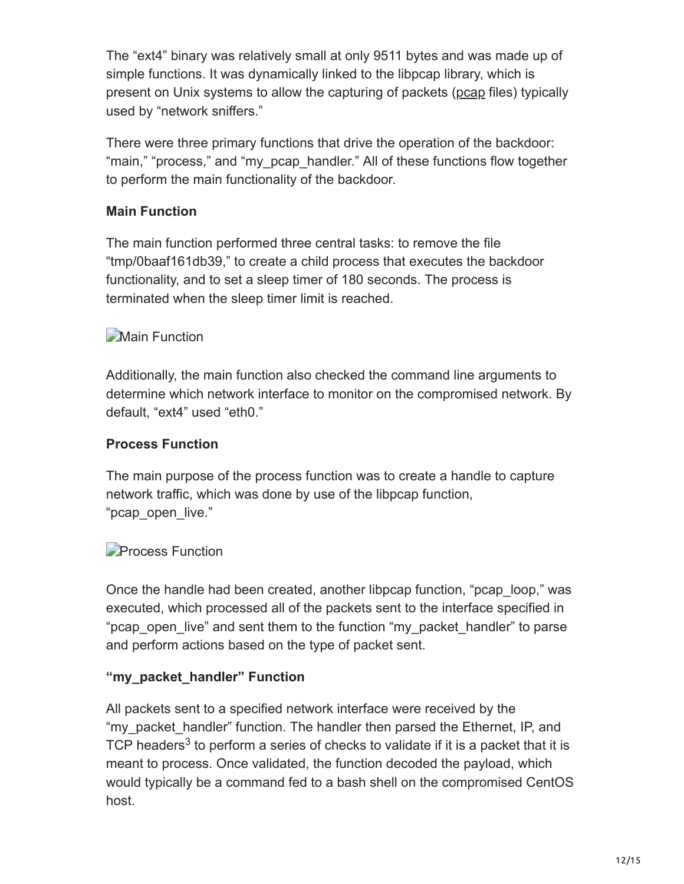The “ext4” binary was relatively small at only 9511 bytes and was made up of simple functions. It was dynamically linked to the libpcap library, which is present on Unix systems to allow the capturing of packets (pcap files) typically used by “network sniffers.”

There were three primary functions that drive the operation of the backdoor: “main,” “process,” and “my_pcap_handler.” All of these functions flow together to perform the main functionality of the backdoor.

**Main Function**

The main function performed three central tasks: to remove the file “tmp/0baaf161db39,” to create a child process that executes the backdoor functionality, and to set a sleep timer of 180 seconds. The process is terminated when the sleep timer limit is reached.

Main Function

Additionally, the main function also checked the command line arguments to determine which network interface to monitor on the compromised network. By default, “ext4” used “eth0.”

**Process Function**

The main purpose of the process function was to create a handle to capture network traffic, which was done by use of the libpcap function, “pcap_open_live.”

Process Function

Once the handle had been created, another libpcap function, “pcap_loop,” was executed, which processed all of the packets sent to the interface specified in “pcap_open_live” and sent them to the function “my_packet_handler” to parse and perform actions based on the type of packet sent.

**“my_packet_handler” Function**

All packets sent to a specified network interface were received by the “my_packet_handler” function. The handler then parsed the Ethernet, IP, and TCP headers[3] to perform a series of checks to validate if it is a packet that it is meant to process. Once validated, the function decoded the payload, which would typically be a command fed to a bash shell on the compromised CentOS host.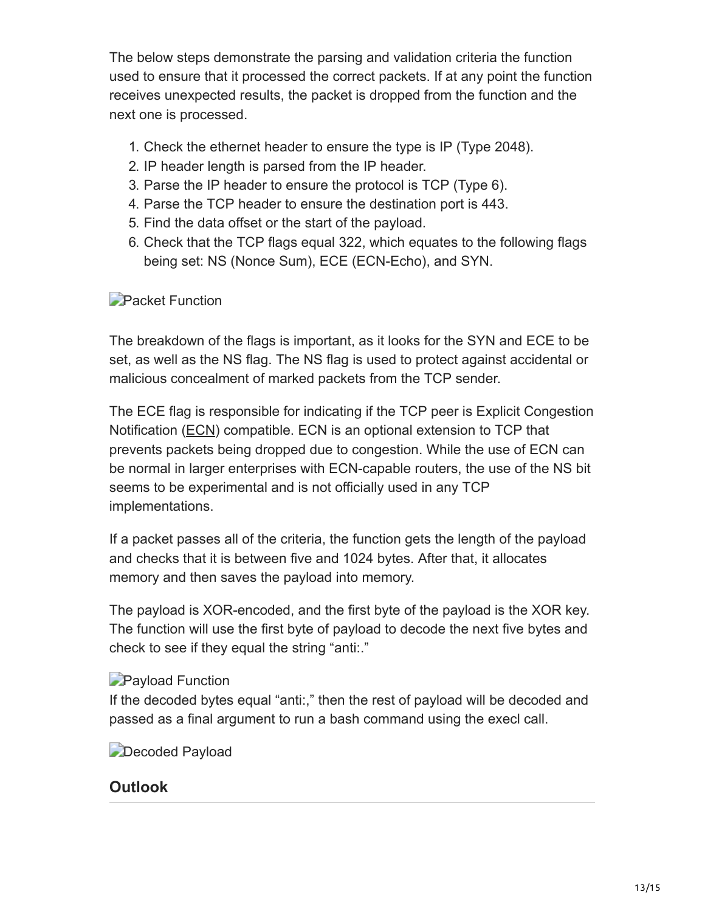The below steps demonstrate the parsing and validation criteria the function used to ensure that it processed the correct packets. If at any point the function receives unexpected results, the packet is dropped from the function and the next one is processed.

1. Check the ethernet header to ensure the type is IP (Type 2048).
2. IP header length is parsed from the IP header.
3. Parse the IP header to ensure the protocol is TCP (Type 6).
4. Parse the TCP header to ensure the destination port is 443.
5. Find the data offset or the start of the payload.
6. Check that the TCP flags equal 322, which equates to the following flags being set: NS (Nonce Sum), ECE (ECN-Echo), and SYN.

Packet Function

The breakdown of the flags is important, as it looks for the SYN and ECE to be set, as well as the NS flag. The NS flag is used to protect against accidental or malicious concealment of marked packets from the TCP sender.

The ECE flag is responsible for indicating if the TCP peer is Explicit Congestion Notification (ECN) compatible. ECN is an optional extension to TCP that prevents packets being dropped due to congestion. While the use of ECN can be normal in larger enterprises with ECN-capable routers, the use of the NS bit seems to be experimental and is not officially used in any TCP implementations.

If a packet passes all of the criteria, the function gets the length of the payload and checks that it is between five and 1024 bytes. After that, it allocates memory and then saves the payload into memory.

The payload is XOR-encoded, and the first byte of the payload is the XOR key. The function will use the first byte of payload to decode the next five bytes and check to see if they equal the string "anti:."

Payload Function

If the decoded bytes equal "anti:," then the rest of payload will be decoded and passed as a final argument to run a bash command using the execl call.

Decoded Payload

## Outlook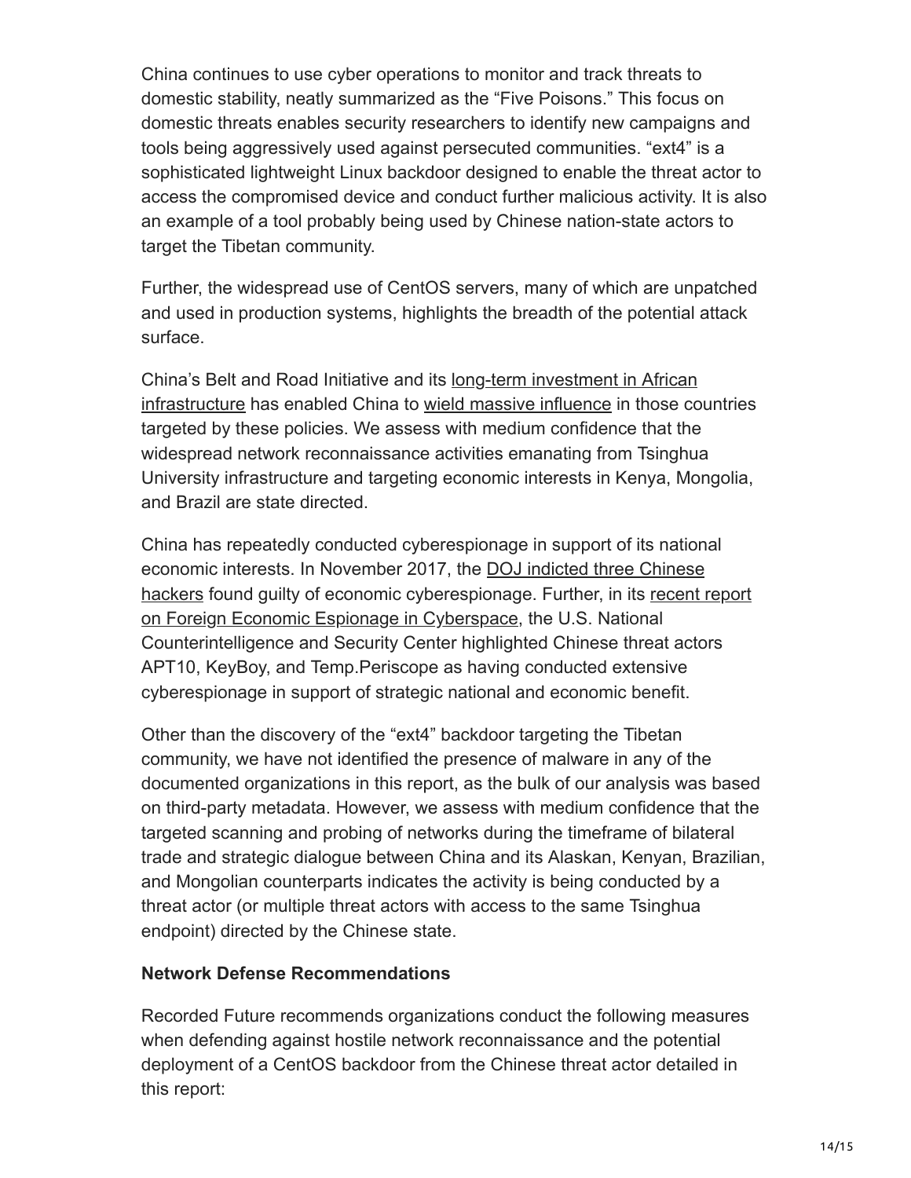China continues to use cyber operations to monitor and track threats to domestic stability, neatly summarized as the "Five Poisons." This focus on domestic threats enables security researchers to identify new campaigns and tools being aggressively used against persecuted communities. "ext4" is a sophisticated lightweight Linux backdoor designed to enable the threat actor to access the compromised device and conduct further malicious activity. It is also an example of a tool probably being used by Chinese nation-state actors to target the Tibetan community.

Further, the widespread use of CentOS servers, many of which are unpatched and used in production systems, highlights the breadth of the potential attack surface.

China's Belt and Road Initiative and its long-term investment in African infrastructure has enabled China to wield massive influence in those countries targeted by these policies. We assess with medium confidence that the widespread network reconnaissance activities emanating from Tsinghua University infrastructure and targeting economic interests in Kenya, Mongolia, and Brazil are state directed.

China has repeatedly conducted cyberespionage in support of its national economic interests. In November 2017, the DOJ indicted three Chinese hackers found guilty of economic cyberespionage. Further, in its recent report on Foreign Economic Espionage in Cyberspace, the U.S. National Counterintelligence and Security Center highlighted Chinese threat actors APT10, KeyBoy, and Temp.Periscope as having conducted extensive cyberespionage in support of strategic national and economic benefit.

Other than the discovery of the "ext4" backdoor targeting the Tibetan community, we have not identified the presence of malware in any of the documented organizations in this report, as the bulk of our analysis was based on third-party metadata. However, we assess with medium confidence that the targeted scanning and probing of networks during the timeframe of bilateral trade and strategic dialogue between China and its Alaskan, Kenyan, Brazilian, and Mongolian counterparts indicates the activity is being conducted by a threat actor (or multiple threat actors with access to the same Tsinghua endpoint) directed by the Chinese state.

**Network Defense Recommendations**

Recorded Future recommends organizations conduct the following measures when defending against hostile network reconnaissance and the potential deployment of a CentOS backdoor from the Chinese threat actor detailed in this report: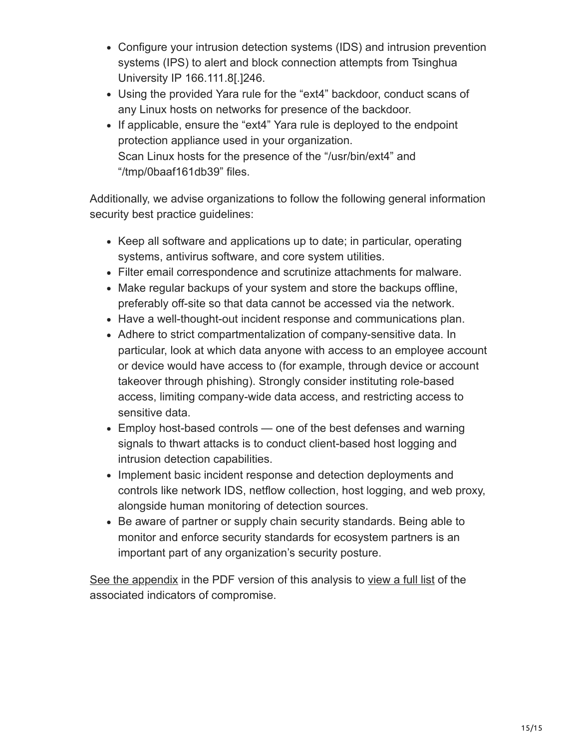- Configure your intrusion detection systems (IDS) and intrusion prevention systems (IPS) to alert and block connection attempts from Tsinghua University IP 166.111.8[.]246.
- Using the provided Yara rule for the “ext4” backdoor, conduct scans of any Linux hosts on networks for presence of the backdoor.
- If applicable, ensure the “ext4” Yara rule is deployed to the endpoint protection appliance used in your organization.
  Scan Linux hosts for the presence of the “/usr/bin/ext4” and “/tmp/0baaf161db39” files.

Additionally, we advise organizations to follow the following general information security best practice guidelines:

- Keep all software and applications up to date; in particular, operating systems, antivirus software, and core system utilities.
- Filter email correspondence and scrutinize attachments for malware.
- Make regular backups of your system and store the backups offline, preferably off-site so that data cannot be accessed via the network.
- Have a well-thought-out incident response and communications plan.
- Adhere to strict compartmentalization of company-sensitive data. In particular, look at which data anyone with access to an employee account or device would have access to (for example, through device or account takeover through phishing). Strongly consider instituting role-based access, limiting company-wide data access, and restricting access to sensitive data.
- Employ host-based controls — one of the best defenses and warning signals to thwart attacks is to conduct client-based host logging and intrusion detection capabilities.
- Implement basic incident response and detection deployments and controls like network IDS, netflow collection, host logging, and web proxy, alongside human monitoring of detection sources.
- Be aware of partner or supply chain security standards. Being able to monitor and enforce security standards for ecosystem partners is an important part of any organization’s security posture.

See the appendix in the PDF version of this analysis to view a full list of the associated indicators of compromise.